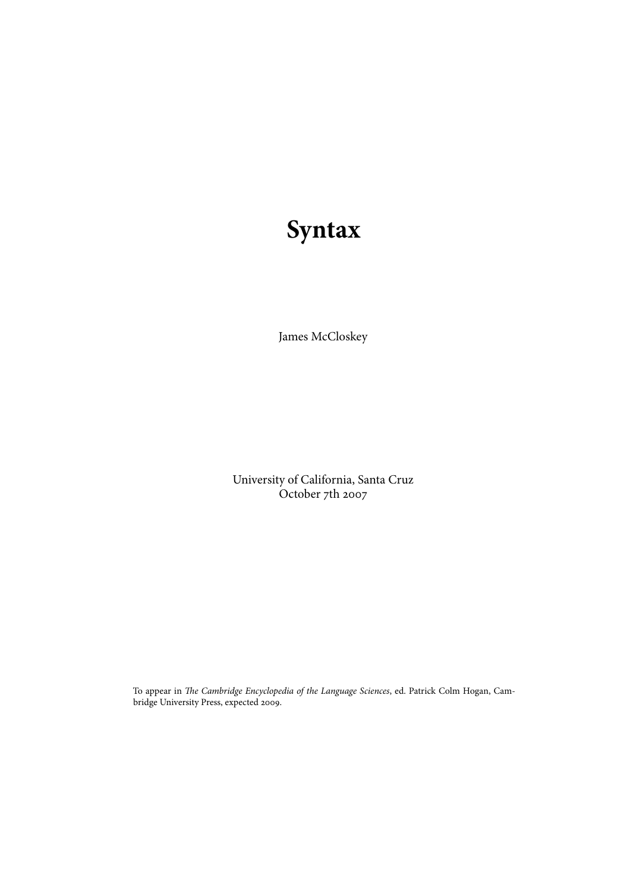# Syntax

James McCloskey

University of California, Santa Cruz
October 7th 2007

To appear in *The Cambridge Encyclopedia of the Language Sciences*, ed. Patrick Colm Hogan, Cambridge University Press, expected 2009.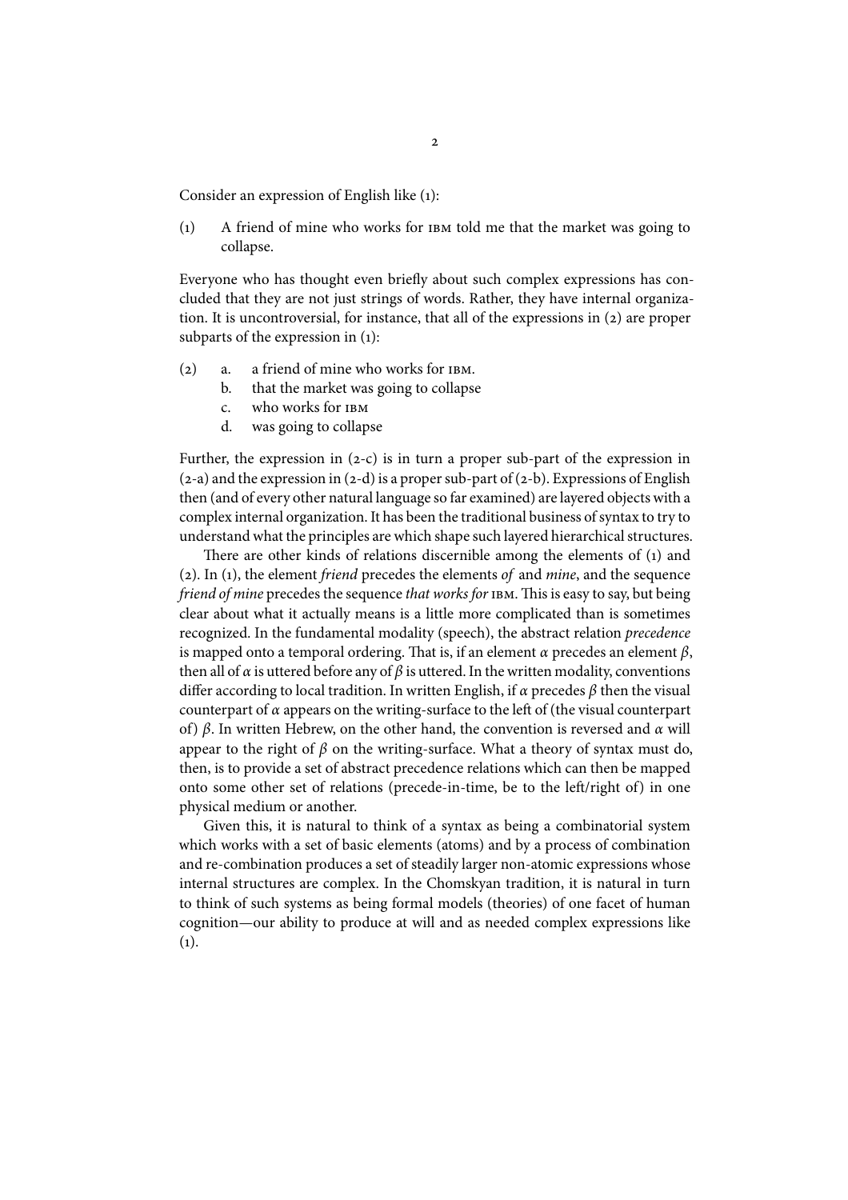Consider an expression of English like (1):

(1) A friend of mine who works for IBM told me that the market was going to collapse.

Everyone who has thought even briefly about such complex expressions has concluded that they are not just strings of words. Rather, they have internal organization. It is uncontroversial, for instance, that all of the expressions in (2) are proper subparts of the expression in (1):

(2) a. a friend of mine who works for IBM.
    b. that the market was going to collapse
    c. who works for IBM
    d. was going to collapse

Further, the expression in (2-c) is in turn a proper sub-part of the expression in (2-a) and the expression in (2-d) is a proper sub-part of (2-b). Expressions of English then (and of every other natural language so far examined) are layered objects with a complex internal organization. It has been the traditional business of syntax to try to understand what the principles are which shape such layered hierarchical structures.

There are other kinds of relations discernible among the elements of (1) and (2). In (1), the element *friend* precedes the elements *of* and *mine*, and the sequence *friend of mine* precedes the sequence *that works for* IBM. This is easy to say, but being clear about what it actually means is a little more complicated than is sometimes recognized. In the fundamental modality (speech), the abstract relation *precedence* is mapped onto a temporal ordering. That is, if an element $\alpha$ precedes an element $\beta$, then all of $\alpha$ is uttered before any of $\beta$ is uttered. In the written modality, conventions differ according to local tradition. In written English, if $\alpha$ precedes $\beta$ then the visual counterpart of $\alpha$ appears on the writing-surface to the left of (the visual counterpart of) $\beta$. In written Hebrew, on the other hand, the convention is reversed and $\alpha$ will appear to the right of $\beta$ on the writing-surface. What a theory of syntax must do, then, is to provide a set of abstract precedence relations which can then be mapped onto some other set of relations (precede-in-time, be to the left/right of) in one physical medium or another.

Given this, it is natural to think of a syntax as being a combinatorial system which works with a set of basic elements (atoms) and by a process of combination and re-combination produces a set of steadily larger non-atomic expressions whose internal structures are complex. In the Chomskyan tradition, it is natural in turn to think of such systems as being formal models (theories) of one facet of human cognition—our ability to produce at will and as needed complex expressions like (1).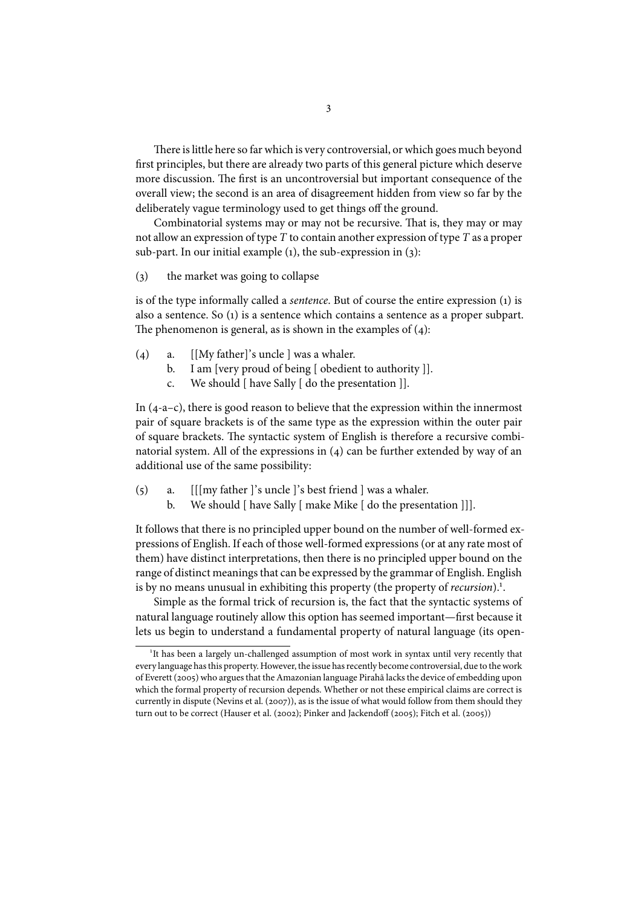There is little here so far which is very controversial, or which goes much beyond first principles, but there are already two parts of this general picture which deserve more discussion. The first is an uncontroversial but important consequence of the overall view; the second is an area of disagreement hidden from view so far by the deliberately vague terminology used to get things off the ground.

Combinatorial systems may or may not be recursive. That is, they may or may not allow an expression of type *T* to contain another expression of type *T* as a proper sub-part. In our initial example (1), the sub-expression in (3):

(3) the market was going to collapse

is of the type informally called a *sentence*. But of course the entire expression (1) is also a sentence. So (1) is a sentence which contains a sentence as a proper subpart. The phenomenon is general, as is shown in the examples of (4):

(4) a. [[My father]'s uncle ] was a whaler.
 b. I am [very proud of being [ obedient to authority ]].
 c. We should [ have Sally [ do the presentation ]].

In (4-a–c), there is good reason to believe that the expression within the innermost pair of square brackets is of the same type as the expression within the outer pair of square brackets. The syntactic system of English is therefore a recursive combinatorial system. All of the expressions in (4) can be further extended by way of an additional use of the same possibility:

(5) a. [[[my father ]'s uncle ]'s best friend ] was a whaler.
 b. We should [ have Sally [ make Mike [ do the presentation ]]].

It follows that there is no principled upper bound on the number of well-formed expressions of English. If each of those well-formed expressions (or at any rate most of them) have distinct interpretations, then there is no principled upper bound on the range of distinct meanings that can be expressed by the grammar of English. English is by no means unusual in exhibiting this property (the property of *recursion*).[1].

Simple as the formal trick of recursion is, the fact that the syntactic systems of natural language routinely allow this option has seemed important—first because it lets us begin to understand a fundamental property of natural language (its open-

[1]It has been a largely un-challenged assumption of most work in syntax until very recently that every language has this property. However, the issue has recently become controversial, due to the work of Everett (2005) who argues that the Amazonian language Pirahã lacks the device of embedding upon which the formal property of recursion depends. Whether or not these empirical claims are correct is currently in dispute (Nevins et al. (2007)), as is the issue of what would follow from them should they turn out to be correct (Hauser et al. (2002); Pinker and Jackendoff (2005); Fitch et al. (2005))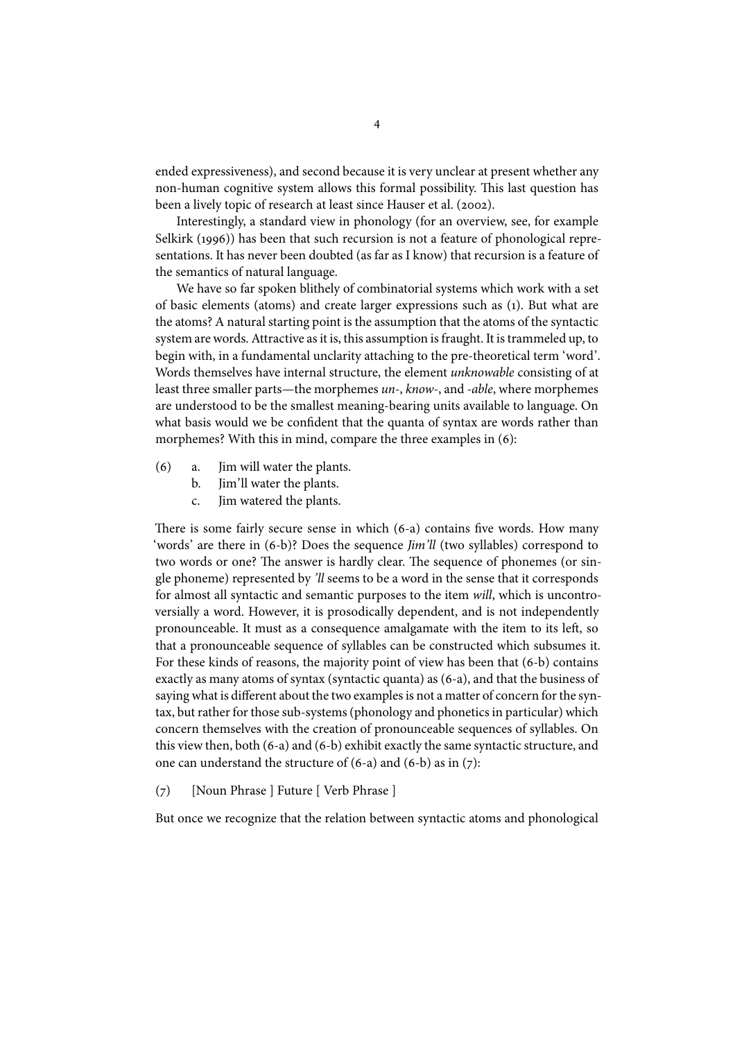ended expressiveness), and second because it is very unclear at present whether any non-human cognitive system allows this formal possibility. This last question has been a lively topic of research at least since Hauser et al. (2002).

Interestingly, a standard view in phonology (for an overview, see, for example Selkirk (1996)) has been that such recursion is not a feature of phonological representations. It has never been doubted (as far as I know) that recursion is a feature of the semantics of natural language.

We have so far spoken blithely of combinatorial systems which work with a set of basic elements (atoms) and create larger expressions such as (1). But what are the atoms? A natural starting point is the assumption that the atoms of the syntactic system are words. Attractive as it is, this assumption is fraught. It is trammeled up, to begin with, in a fundamental unclarity attaching to the pre-theoretical term 'word'. Words themselves have internal structure, the element *unknowable* consisting of at least three smaller parts—the morphemes *un-*, *know-*, and *-able*, where morphemes are understood to be the smallest meaning-bearing units available to language. On what basis would we be confident that the quanta of syntax are words rather than morphemes? With this in mind, compare the three examples in (6):

(6) a. Jim will water the plants.
  b. Jim'll water the plants.
  c. Jim watered the plants.

There is some fairly secure sense in which (6-a) contains five words. How many 'words' are there in (6-b)? Does the sequence *Jim'll* (two syllables) correspond to two words or one? The answer is hardly clear. The sequence of phonemes (or single phoneme) represented by *'ll* seems to be a word in the sense that it corresponds for almost all syntactic and semantic purposes to the item *will*, which is uncontroversially a word. However, it is prosodically dependent, and is not independently pronounceable. It must as a consequence amalgamate with the item to its left, so that a pronounceable sequence of syllables can be constructed which subsumes it. For these kinds of reasons, the majority point of view has been that (6-b) contains exactly as many atoms of syntax (syntactic quanta) as (6-a), and that the business of saying what is different about the two examples is not a matter of concern for the syntax, but rather for those sub-systems (phonology and phonetics in particular) which concern themselves with the creation of pronounceable sequences of syllables. On this view then, both (6-a) and (6-b) exhibit exactly the same syntactic structure, and one can understand the structure of (6-a) and (6-b) as in (7):

(7) [Noun Phrase ] Future [ Verb Phrase ]

But once we recognize that the relation between syntactic atoms and phonological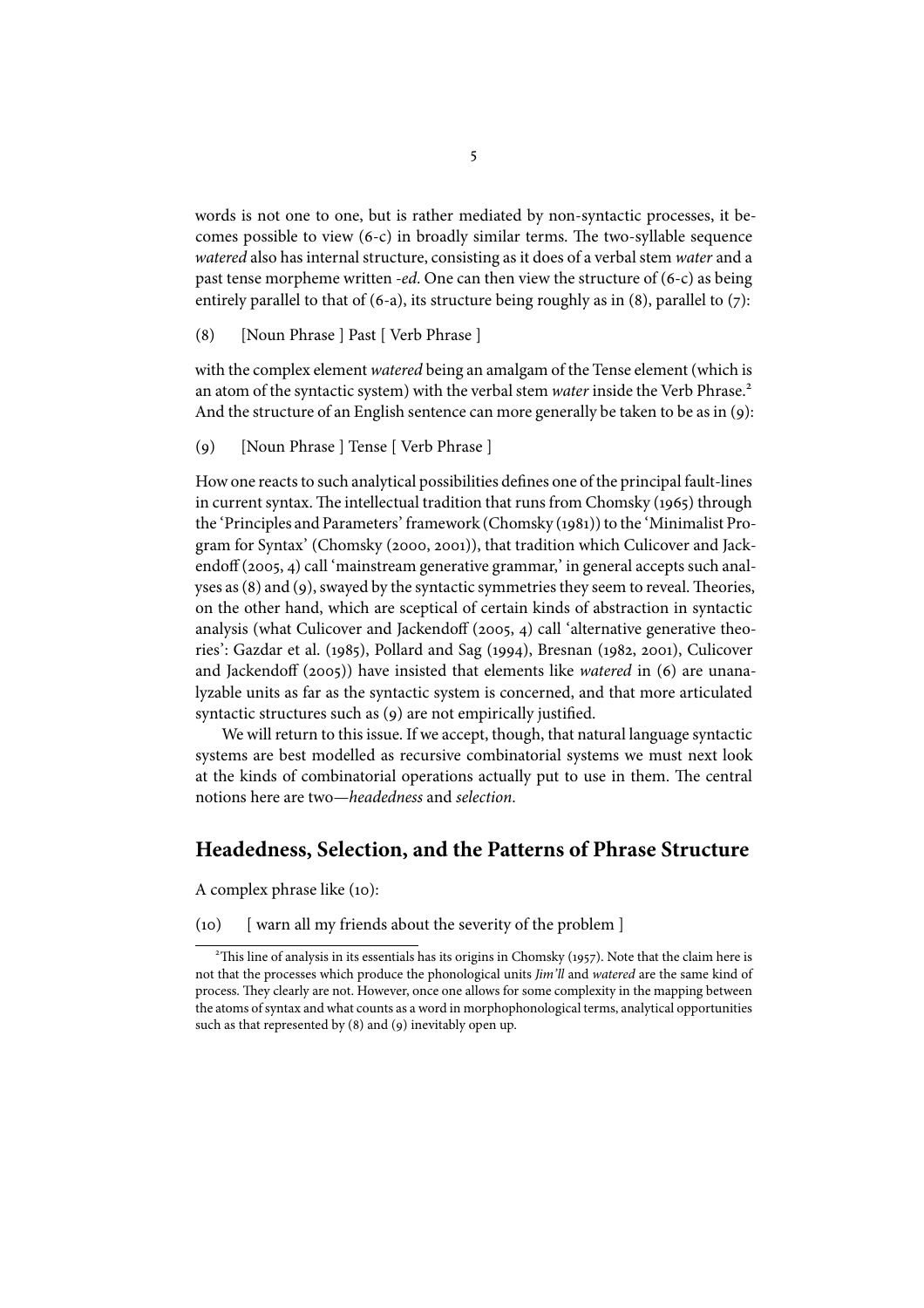words is not one to one, but is rather mediated by non-syntactic processes, it becomes possible to view (6-c) in broadly similar terms. The two-syllable sequence *watered* also has internal structure, consisting as it does of a verbal stem *water* and a past tense morpheme written *-ed*. One can then view the structure of (6-c) as being entirely parallel to that of (6-a), its structure being roughly as in (8), parallel to (7):

(8) [Noun Phrase ] Past [ Verb Phrase ]

with the complex element *watered* being an amalgam of the Tense element (which is an atom of the syntactic system) with the verbal stem *water* inside the Verb Phrase.[2] And the structure of an English sentence can more generally be taken to be as in (9):

(9) [Noun Phrase ] Tense [ Verb Phrase ]

How one reacts to such analytical possibilities defines one of the principal fault-lines in current syntax. The intellectual tradition that runs from Chomsky (1965) through the 'Principles and Parameters' framework (Chomsky (1981)) to the 'Minimalist Program for Syntax' (Chomsky (2000, 2001)), that tradition which Culicover and Jackendoff (2005, 4) call 'mainstream generative grammar,' in general accepts such analyses as (8) and (9), swayed by the syntactic symmetries they seem to reveal. Theories, on the other hand, which are sceptical of certain kinds of abstraction in syntactic analysis (what Culicover and Jackendoff (2005, 4) call 'alternative generative theories': Gazdar et al. (1985), Pollard and Sag (1994), Bresnan (1982, 2001), Culicover and Jackendoff (2005)) have insisted that elements like *watered* in (6) are unanalyzable units as far as the syntactic system is concerned, and that more articulated syntactic structures such as (9) are not empirically justified.

We will return to this issue. If we accept, though, that natural language syntactic systems are best modelled as recursive combinatorial systems we must next look at the kinds of combinatorial operations actually put to use in them. The central notions here are two—*headedness* and *selection*.

## Headedness, Selection, and the Patterns of Phrase Structure

A complex phrase like (10):

(10) [ warn all my friends about the severity of the problem ]

[2] This line of analysis in its essentials has its origins in Chomsky (1957). Note that the claim here is not that the processes which produce the phonological units *Jim'll* and *watered* are the same kind of process. They clearly are not. However, once one allows for some complexity in the mapping between the atoms of syntax and what counts as a word in morphophonological terms, analytical opportunities such as that represented by (8) and (9) inevitably open up.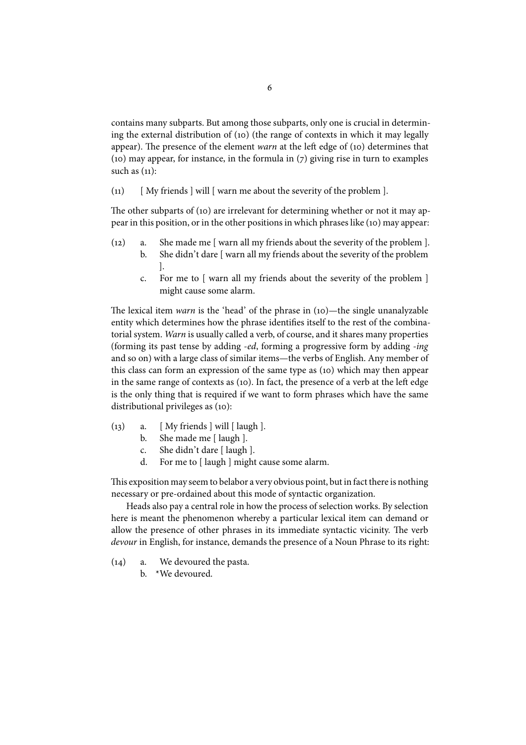contains many subparts. But among those subparts, only one is crucial in determining the external distribution of (10) (the range of contexts in which it may legally appear). The presence of the element *warn* at the left edge of (10) determines that (10) may appear, for instance, in the formula in (7) giving rise in turn to examples such as (11):

(11) [ My friends ] will [ warn me about the severity of the problem ].

The other subparts of (10) are irrelevant for determining whether or not it may appear in this position, or in the other positions in which phrases like (10) may appear:

(12) a. She made me [ warn all my friends about the severity of the problem ].
 b. She didn't dare [ warn all my friends about the severity of the problem ].
 c. For me to [ warn all my friends about the severity of the problem ] might cause some alarm.

The lexical item *warn* is the 'head' of the phrase in (10)—the single unanalyzable entity which determines how the phrase identifies itself to the rest of the combinatorial system. *Warn* is usually called a verb, of course, and it shares many properties (forming its past tense by adding *-ed*, forming a progressive form by adding *-ing* and so on) with a large class of similar items—the verbs of English. Any member of this class can form an expression of the same type as (10) which may then appear in the same range of contexts as (10). In fact, the presence of a verb at the left edge is the only thing that is required if we want to form phrases which have the same distributional privileges as (10):

(13) a. [ My friends ] will [ laugh ].
 b. She made me [ laugh ].
 c. She didn't dare [ laugh ].
 d. For me to [ laugh ] might cause some alarm.

This exposition may seem to belabor a very obvious point, but in fact there is nothing necessary or pre-ordained about this mode of syntactic organization.

Heads also pay a central role in how the process of selection works. By selection here is meant the phenomenon whereby a particular lexical item can demand or allow the presence of other phrases in its immediate syntactic vicinity. The verb *devour* in English, for instance, demands the presence of a Noun Phrase to its right:

(14) a. We devoured the pasta.
 b. *We devoured.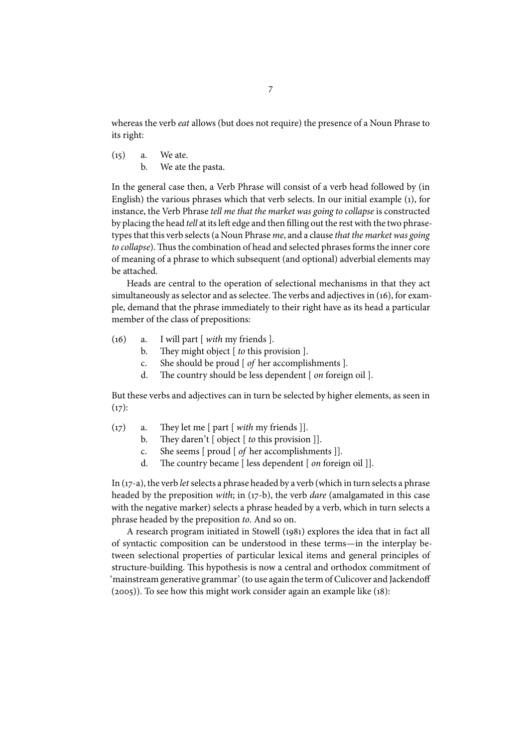whereas the verb *eat* allows (but does not require) the presence of a Noun Phrase to its right:

(15) a. We ate.
 b. We ate the pasta.

In the general case then, a Verb Phrase will consist of a verb head followed by (in English) the various phrases which that verb selects. In our initial example (1), for instance, the Verb Phrase *tell me that the market was going to collapse* is constructed by placing the head *tell* at its left edge and then filling out the rest with the two phrase-types that this verb selects (a Noun Phrase *me*, and a clause *that the market was going to collapse*). Thus the combination of head and selected phrases forms the inner core of meaning of a phrase to which subsequent (and optional) adverbial elements may be attached.

Heads are central to the operation of selectional mechanisms in that they act simultaneously as selector and as selectee. The verbs and adjectives in (16), for example, demand that the phrase immediately to their right have as its head a particular member of the class of prepositions:

(16) a. I will part [ *with* my friends ].
 b. They might object [ *to* this provision ].
 c. She should be proud [ *of* her accomplishments ].
 d. The country should be less dependent [ *on* foreign oil ].

But these verbs and adjectives can in turn be selected by higher elements, as seen in (17):

(17) a. They let me [ part [ *with* my friends ]].
 b. They daren't [ object [ *to* this provision ]].
 c. She seems [ proud [ *of* her accomplishments ]].
 d. The country became [ less dependent [ *on* foreign oil ]].

In (17-a), the verb *let* selects a phrase headed by a verb (which in turn selects a phrase headed by the preposition *with*; in (17-b), the verb *dare* (amalgamated in this case with the negative marker) selects a phrase headed by a verb, which in turn selects a phrase headed by the preposition *to*. And so on.

A research program initiated in Stowell (1981) explores the idea that in fact all of syntactic composition can be understood in these terms—in the interplay between selectional properties of particular lexical items and general principles of structure-building. This hypothesis is now a central and orthodox commitment of 'mainstream generative grammar' (to use again the term of Culicover and Jackendoff (2005)). To see how this might work consider again an example like (18):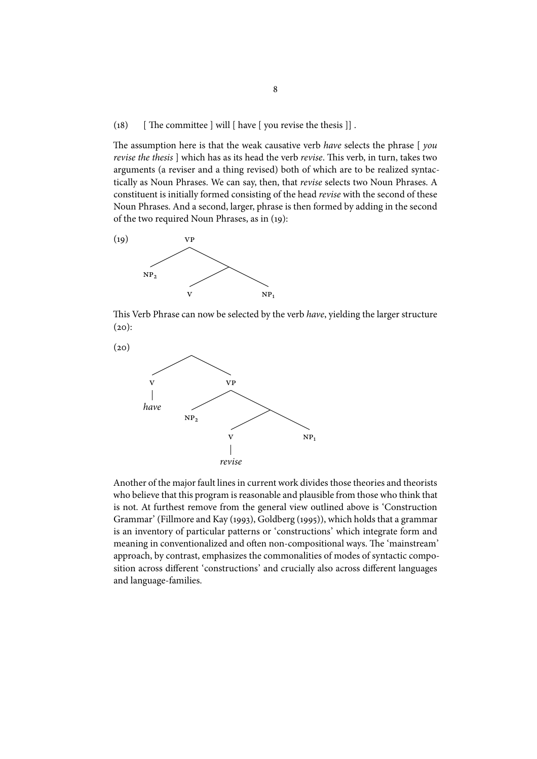(18) [ The committee ] will [ have [ you revise the thesis ]] .

The assumption here is that the weak causative verb *have* selects the phrase [ *you revise the thesis* ] which has as its head the verb *revise*. This verb, in turn, takes two arguments (a reviser and a thing revised) both of which are to be realized syntactically as Noun Phrases. We can say, then, that *revise* selects two Noun Phrases. A constituent is initially formed consisting of the head *revise* with the second of these Noun Phrases. And a second, larger, phrase is then formed by adding in the second of the two required Noun Phrases, as in (19):

(19)

```
        VP
       /  \
    NP2    .
          / \
         V   NP1
```

This Verb Phrase can now be selected by the verb *have*, yielding the larger structure (20):

(20)

```
          .
         / \
        V   VP
        |   /  \
      have NP2   .
                / \
               V   NP1
               |
             revise
```

Another of the major fault lines in current work divides those theories and theorists who believe that this program is reasonable and plausible from those who think that is not. At furthest remove from the general view outlined above is 'Construction Grammar' (Fillmore and Kay (1993), Goldberg (1995)), which holds that a grammar is an inventory of particular patterns or 'constructions' which integrate form and meaning in conventionalized and often non-compositional ways. The 'mainstream' approach, by contrast, emphasizes the commonalities of modes of syntactic composition across different 'constructions' and crucially also across different languages and language-families.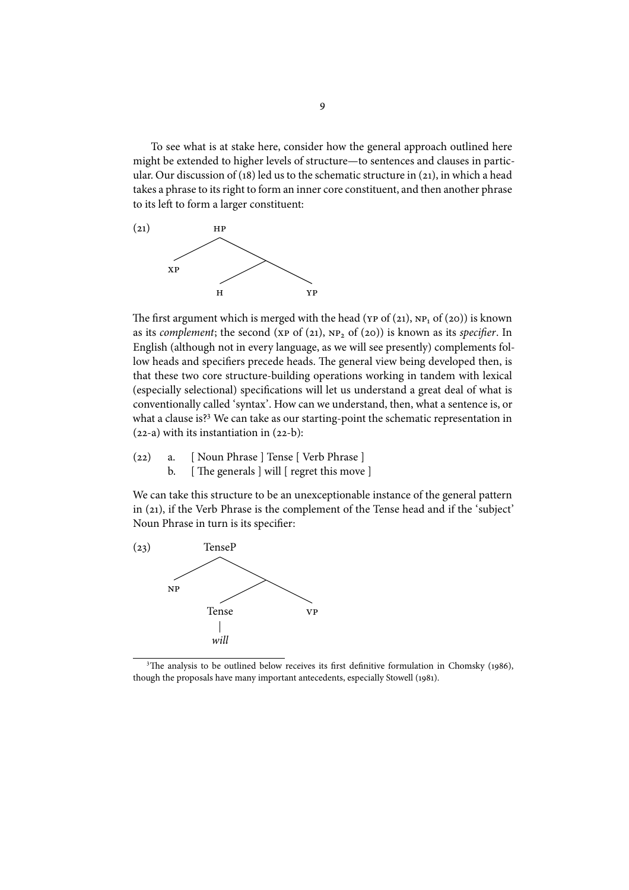To see what is at stake here, consider how the general approach outlined here might be extended to higher levels of structure—to sentences and clauses in particular. Our discussion of (18) led us to the schematic structure in (21), in which a head takes a phrase to its right to form an inner core constituent, and then another phrase to its left to form a larger constituent:

```
(21)        HP
           /  \
         XP    \
              /  \
             H    YP
```

The first argument which is merged with the head (YP of (21), $\text{NP}_1$ of (20)) is known as its *complement*; the second (XP of (21), $\text{NP}_2$ of (20)) is known as its *specifier*. In English (although not in every language, as we will see presently) complements follow heads and specifiers precede heads. The general view being developed then, is that these two core structure-building operations working in tandem with lexical (especially selectional) specifications will let us understand a great deal of what is conventionally called 'syntax'. How can we understand, then, what a sentence is, or what a clause is?[3] We can take as our starting-point the schematic representation in (22-a) with its instantiation in (22-b):

(22) a. [ Noun Phrase ] Tense [ Verb Phrase ]
     b. [ The generals ] will [ regret this move ]

We can take this structure to be an unexceptionable instance of the general pattern in (21), if the Verb Phrase is the complement of the Tense head and if the 'subject' Noun Phrase in turn is its specifier:

```
(23)        TenseP
           /     \
         NP       \
                 /  \
             Tense   VP
               |
              will
```

[3] The analysis to be outlined below receives its first definitive formulation in Chomsky (1986), though the proposals have many important antecedents, especially Stowell (1981).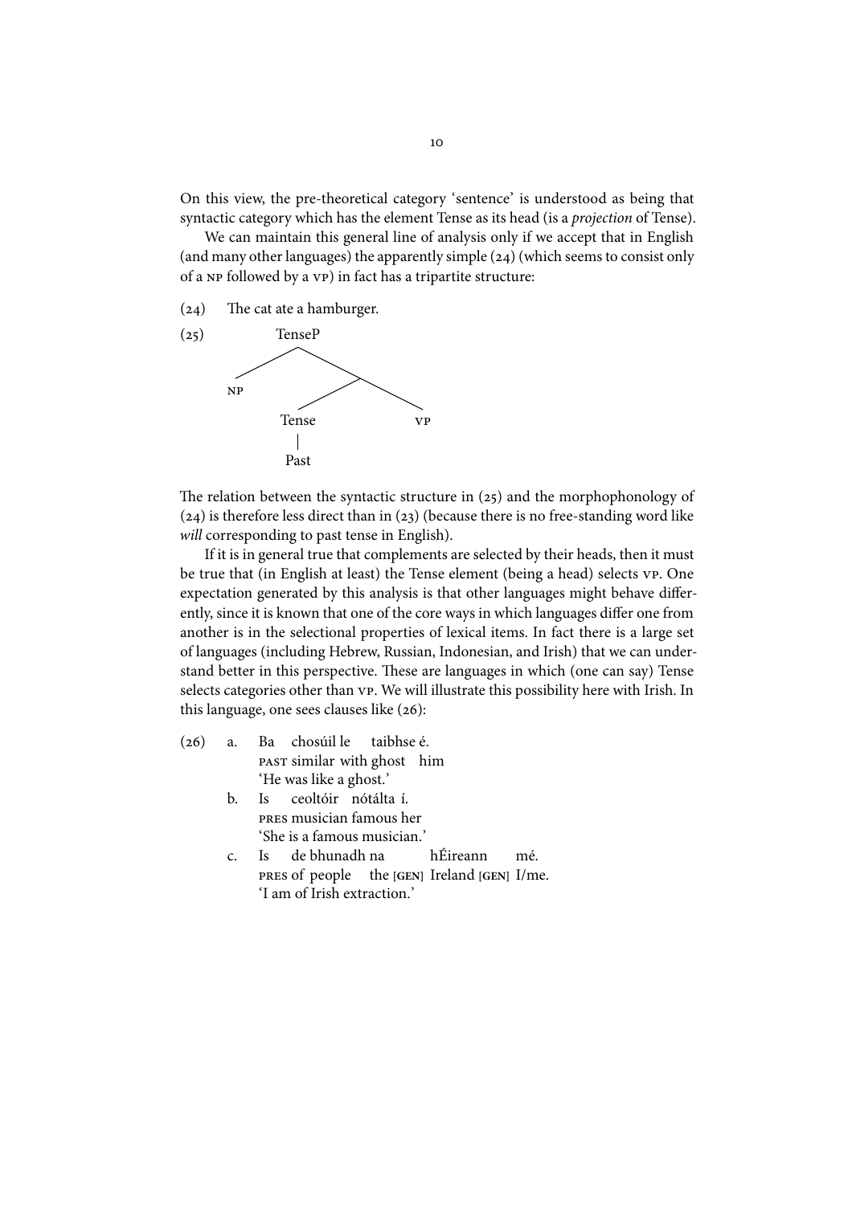On this view, the pre-theoretical category 'sentence' is understood as being that syntactic category which has the element Tense as its head (is a *projection* of Tense).

We can maintain this general line of analysis only if we accept that in English (and many other languages) the apparently simple (24) (which seems to consist only of a NP followed by a VP) in fact has a tripartite structure:

(24) The cat ate a hamburger.

(25)
```
        TenseP
       /      \
     NP        \
             /   \
         Tense    VP
           |
          Past
```

The relation between the syntactic structure in (25) and the morphophonology of (24) is therefore less direct than in (23) (because there is no free-standing word like *will* corresponding to past tense in English).

If it is in general true that complements are selected by their heads, then it must be true that (in English at least) the Tense element (being a head) selects VP. One expectation generated by this analysis is that other languages might behave differently, since it is known that one of the core ways in which languages differ one from another is in the selectional properties of lexical items. In fact there is a large set of languages (including Hebrew, Russian, Indonesian, and Irish) that we can understand better in this perspective. These are languages in which (one can say) Tense selects categories other than VP. We will illustrate this possibility here with Irish. In this language, one sees clauses like (26):

(26)
a. Ba chosúil le taibhse é.
   PAST similar with ghost him
   'He was like a ghost.'

b. Is ceoltóir nótálta í.
   PRES musician famous her
   'She is a famous musician.'

c. Is de bhunadh na hÉireann mé.
   PRES of people the [GEN] Ireland [GEN] I/me.
   'I am of Irish extraction.'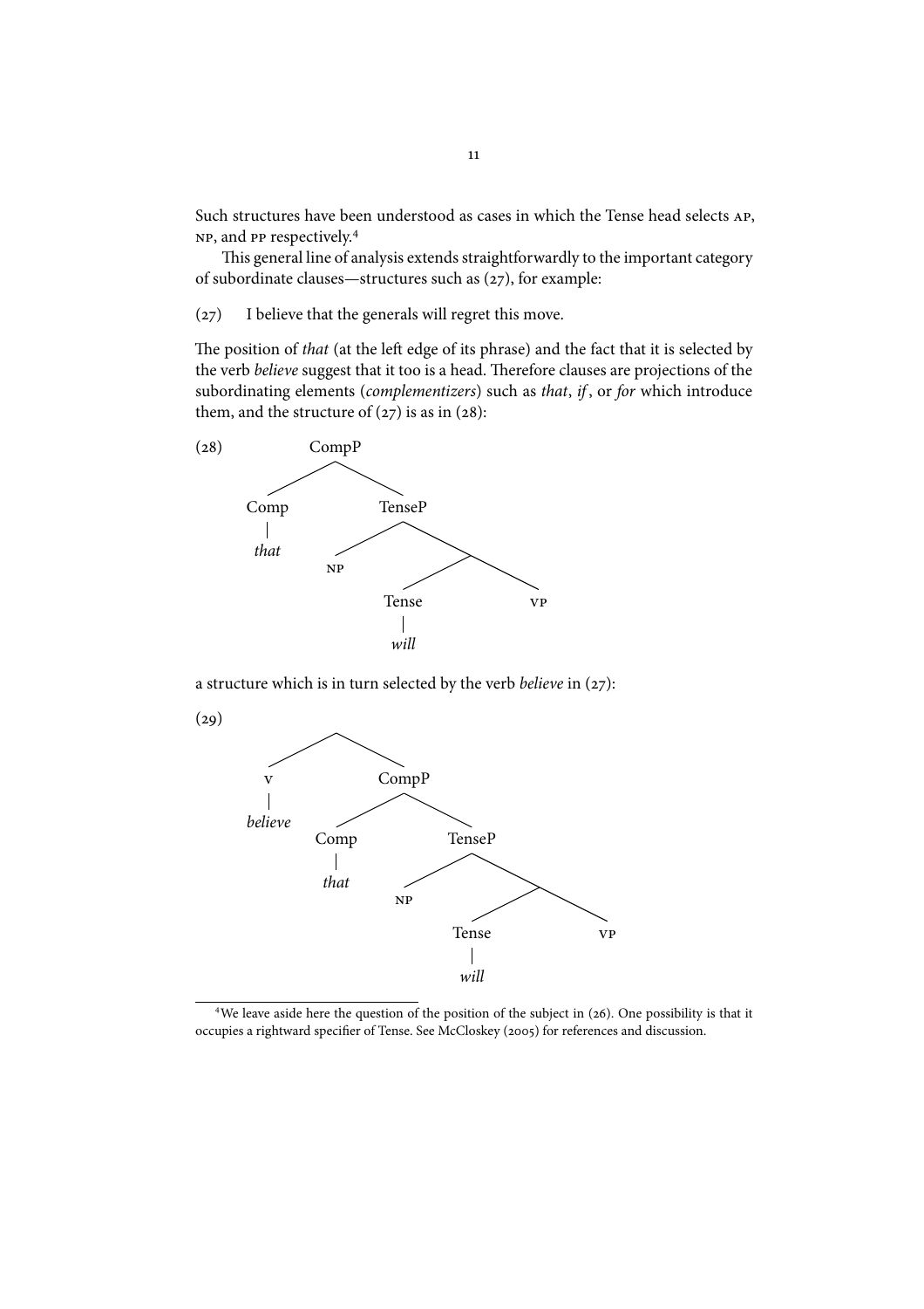Such structures have been understood as cases in which the Tense head selects AP, NP, and PP respectively.[4]

This general line of analysis extends straightforwardly to the important category of subordinate clauses—structures such as (27), for example:

(27) I believe that the generals will regret this move.

The position of *that* (at the left edge of its phrase) and the fact that it is selected by the verb *believe* suggest that it too is a head. Therefore clauses are projections of the subordinating elements (*complementizers*) such as *that*, *if*, or *for* which introduce them, and the structure of (27) is as in (28):

(28)

```
        CompP
       /     \
    Comp     TenseP
     |       /    \
   that    NP      .
                  / \
              Tense  VP
                |
              will
```

a structure which is in turn selected by the verb *believe* in (27):

(29)

```
          .
        /   \
       V    CompP
       |    /    \
  believe Comp   TenseP
           |     /    \
         that   NP     .
                      / \
                  Tense  VP
                    |
                  will
```

[4] We leave aside here the question of the position of the subject in (26). One possibility is that it occupies a rightward specifier of Tense. See McCloskey (2005) for references and discussion.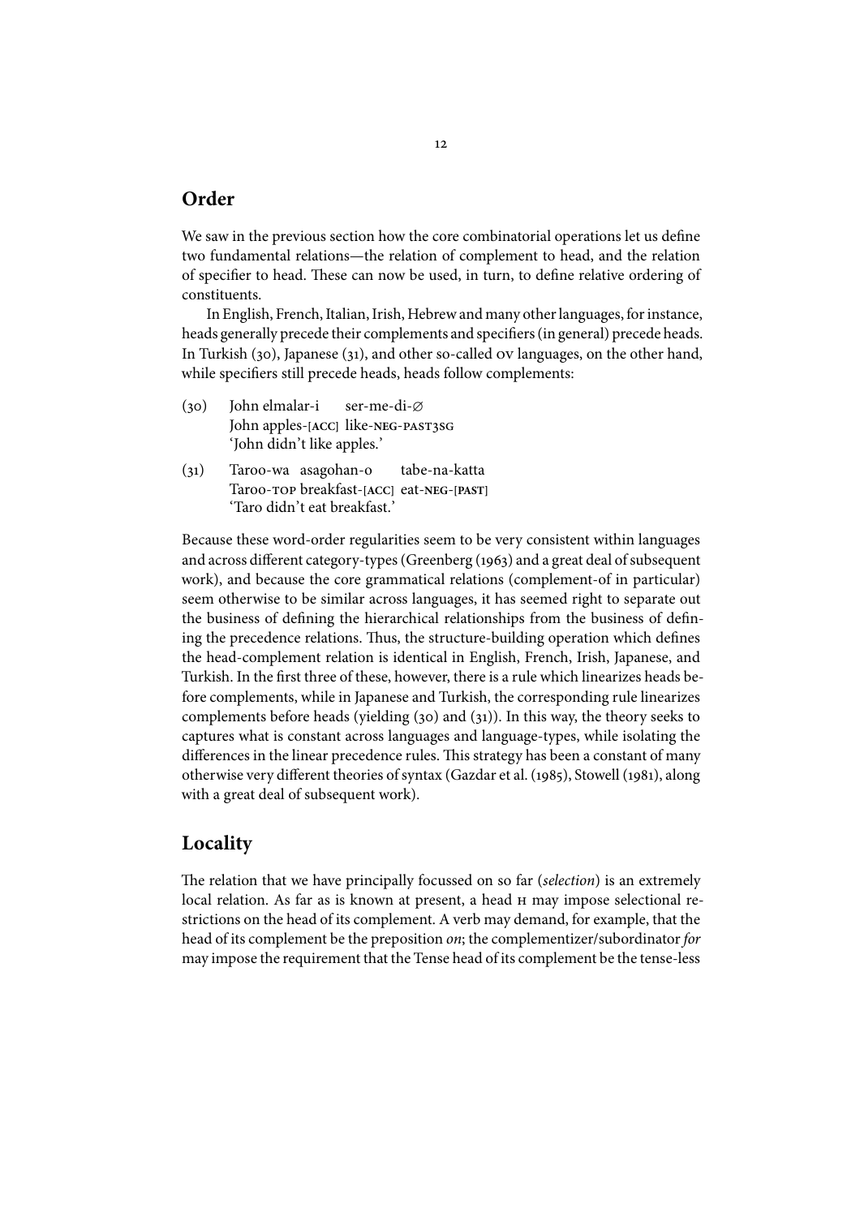## Order

We saw in the previous section how the core combinatorial operations let us define two fundamental relations—the relation of complement to head, and the relation of specifier to head. These can now be used, in turn, to define relative ordering of constituents.

In English, French, Italian, Irish, Hebrew and many other languages, for instance, heads generally precede their complements and specifiers (in general) precede heads. In Turkish (30), Japanese (31), and other so-called OV languages, on the other hand, while specifiers still precede heads, heads follow complements:

(30) John elmalar-i ser-me-di-∅
John apples-[ACC] like-NEG-PAST3SG
'John didn't like apples.'

(31) Taroo-wa asagohan-o tabe-na-katta
Taroo-TOP breakfast-[ACC] eat-NEG-[PAST]
'Taro didn't eat breakfast.'

Because these word-order regularities seem to be very consistent within languages and across different category-types (Greenberg (1963) and a great deal of subsequent work), and because the core grammatical relations (complement-of in particular) seem otherwise to be similar across languages, it has seemed right to separate out the business of defining the hierarchical relationships from the business of defining the precedence relations. Thus, the structure-building operation which defines the head-complement relation is identical in English, French, Irish, Japanese, and Turkish. In the first three of these, however, there is a rule which linearizes heads before complements, while in Japanese and Turkish, the corresponding rule linearizes complements before heads (yielding (30) and (31)). In this way, the theory seeks to captures what is constant across languages and language-types, while isolating the differences in the linear precedence rules. This strategy has been a constant of many otherwise very different theories of syntax (Gazdar et al. (1985), Stowell (1981), along with a great deal of subsequent work).

## Locality

The relation that we have principally focussed on so far (*selection*) is an extremely local relation. As far as is known at present, a head H may impose selectional restrictions on the head of its complement. A verb may demand, for example, that the head of its complement be the preposition *on*; the complementizer/subordinator *for* may impose the requirement that the Tense head of its complement be the tense-less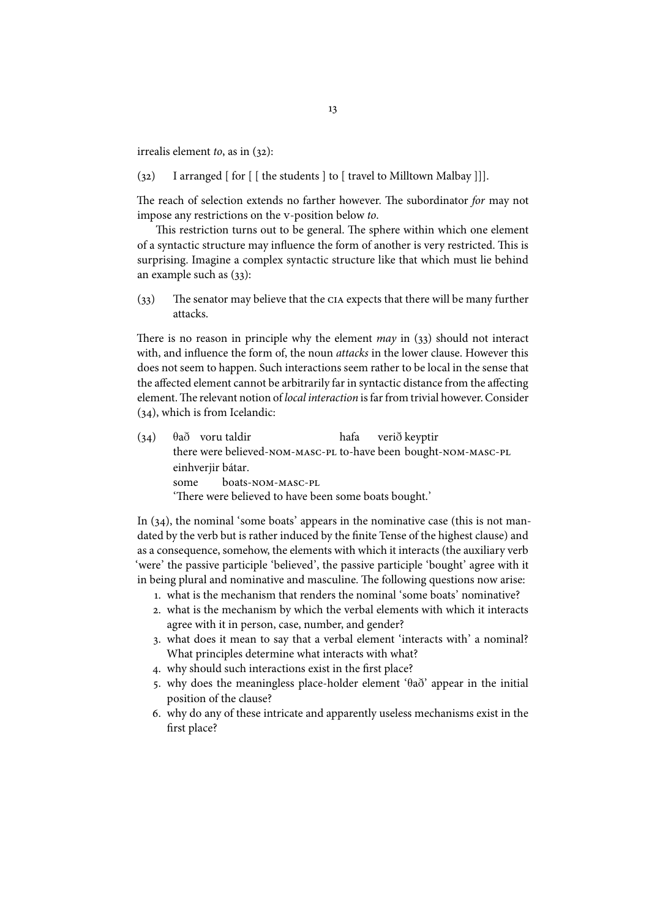irrealis element *to*, as in (32):

(32) I arranged [ for [ [ the students ] to [ travel to Milltown Malbay ]]].

The reach of selection extends no farther however. The subordinator *for* may not impose any restrictions on the v-position below *to*.

This restriction turns out to be general. The sphere within which one element of a syntactic structure may influence the form of another is very restricted. This is surprising. Imagine a complex syntactic structure like that which must lie behind an example such as (33):

(33) The senator may believe that the CIA expects that there will be many further attacks.

There is no reason in principle why the element *may* in (33) should not interact with, and influence the form of, the noun *attacks* in the lower clause. However this does not seem to happen. Such interactions seem rather to be local in the sense that the affected element cannot be arbitrarily far in syntactic distance from the affecting element. The relevant notion of *local interaction* is far from trivial however. Consider (34), which is from Icelandic:

(34) θað voru taldir hafa verið keyptir
there were believed-NOM-MASC-PL to-have been bought-NOM-MASC-PL
einhverjir bátar.
some boats-NOM-MASC-PL
'There were believed to have been some boats bought.'

In (34), the nominal 'some boats' appears in the nominative case (this is not mandated by the verb but is rather induced by the finite Tense of the highest clause) and as a consequence, somehow, the elements with which it interacts (the auxiliary verb 'were' the passive participle 'believed', the passive participle 'bought' agree with it in being plural and nominative and masculine. The following questions now arise:

1. what is the mechanism that renders the nominal 'some boats' nominative?
2. what is the mechanism by which the verbal elements with which it interacts agree with it in person, case, number, and gender?
3. what does it mean to say that a verbal element 'interacts with' a nominal? What principles determine what interacts with what?
4. why should such interactions exist in the first place?
5. why does the meaningless place-holder element 'θað' appear in the initial position of the clause?
6. why do any of these intricate and apparently useless mechanisms exist in the first place?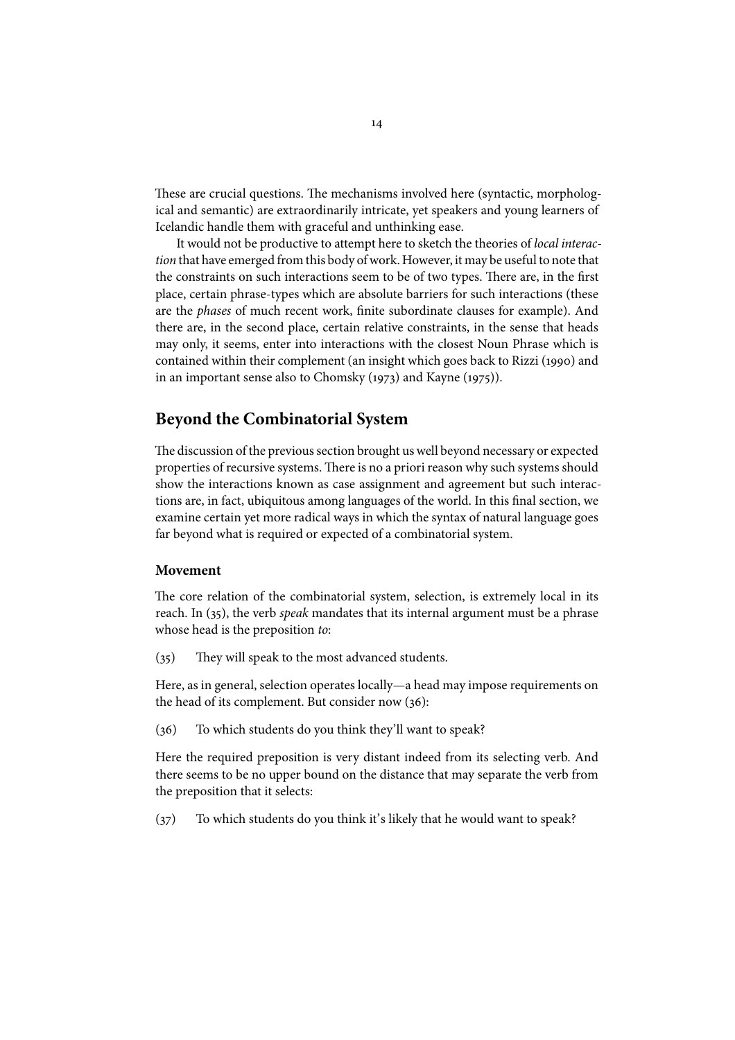These are crucial questions. The mechanisms involved here (syntactic, morphological and semantic) are extraordinarily intricate, yet speakers and young learners of Icelandic handle them with graceful and unthinking ease.

It would not be productive to attempt here to sketch the theories of *local interaction* that have emerged from this body of work. However, it may be useful to note that the constraints on such interactions seem to be of two types. There are, in the first place, certain phrase-types which are absolute barriers for such interactions (these are the *phases* of much recent work, finite subordinate clauses for example). And there are, in the second place, certain relative constraints, in the sense that heads may only, it seems, enter into interactions with the closest Noun Phrase which is contained within their complement (an insight which goes back to Rizzi (1990) and in an important sense also to Chomsky (1973) and Kayne (1975)).

## Beyond the Combinatorial System

The discussion of the previous section brought us well beyond necessary or expected properties of recursive systems. There is no a priori reason why such systems should show the interactions known as case assignment and agreement but such interactions are, in fact, ubiquitous among languages of the world. In this final section, we examine certain yet more radical ways in which the syntax of natural language goes far beyond what is required or expected of a combinatorial system.

### Movement

The core relation of the combinatorial system, selection, is extremely local in its reach. In (35), the verb *speak* mandates that its internal argument must be a phrase whose head is the preposition *to*:

(35) They will speak to the most advanced students.

Here, as in general, selection operates locally—a head may impose requirements on the head of its complement. But consider now (36):

(36) To which students do you think they'll want to speak?

Here the required preposition is very distant indeed from its selecting verb. And there seems to be no upper bound on the distance that may separate the verb from the preposition that it selects:

(37) To which students do you think it's likely that he would want to speak?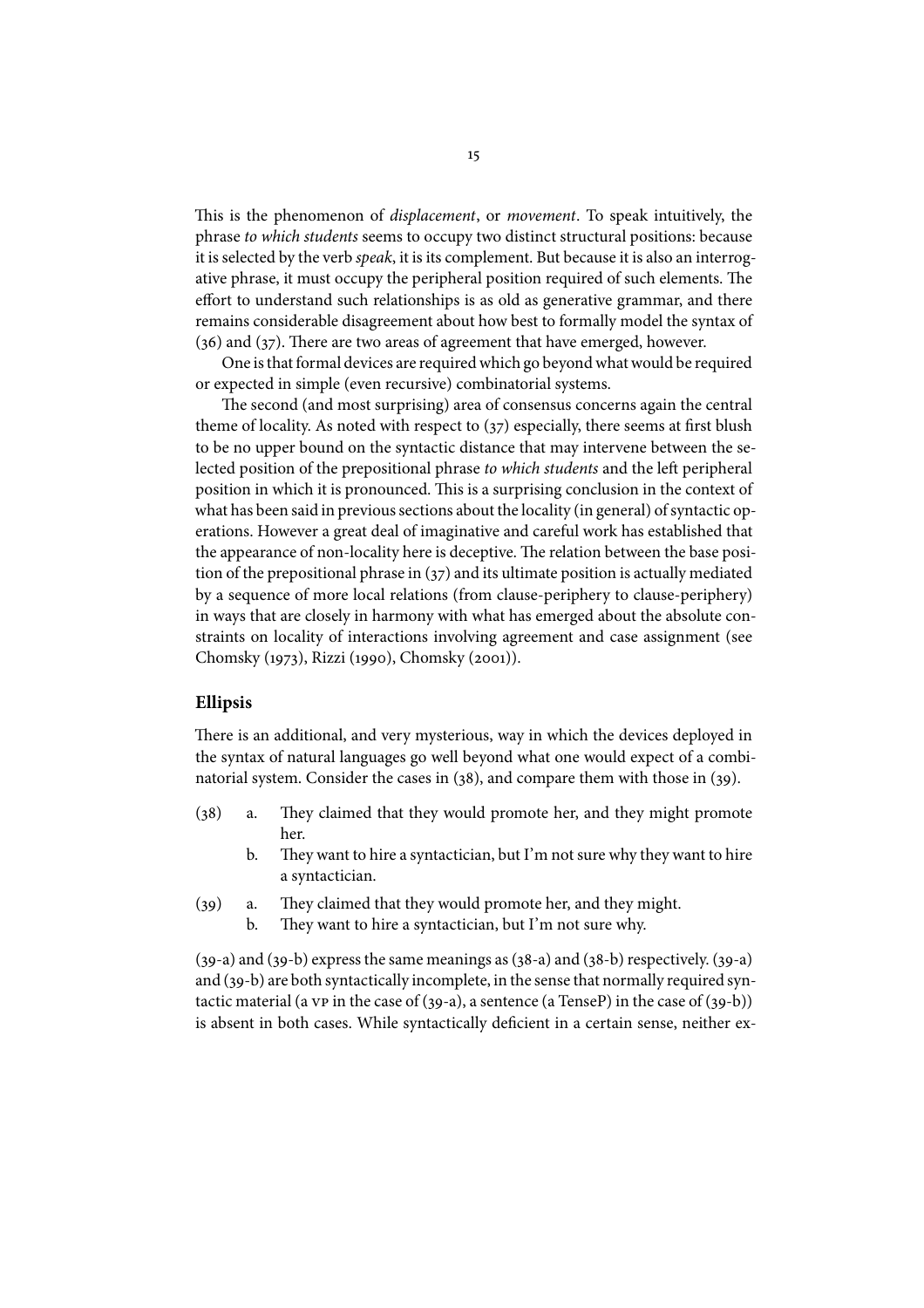This is the phenomenon of *displacement*, or *movement*. To speak intuitively, the phrase *to which students* seems to occupy two distinct structural positions: because it is selected by the verb *speak*, it is its complement. But because it is also an interrogative phrase, it must occupy the peripheral position required of such elements. The effort to understand such relationships is as old as generative grammar, and there remains considerable disagreement about how best to formally model the syntax of (36) and (37). There are two areas of agreement that have emerged, however.

One is that formal devices are required which go beyond what would be required or expected in simple (even recursive) combinatorial systems.

The second (and most surprising) area of consensus concerns again the central theme of locality. As noted with respect to (37) especially, there seems at first blush to be no upper bound on the syntactic distance that may intervene between the selected position of the prepositional phrase *to which students* and the left peripheral position in which it is pronounced. This is a surprising conclusion in the context of what has been said in previous sections about the locality (in general) of syntactic operations. However a great deal of imaginative and careful work has established that the appearance of non-locality here is deceptive. The relation between the base position of the prepositional phrase in (37) and its ultimate position is actually mediated by a sequence of more local relations (from clause-periphery to clause-periphery) in ways that are closely in harmony with what has emerged about the absolute constraints on locality of interactions involving agreement and case assignment (see Chomsky (1973), Rizzi (1990), Chomsky (2001)).

## Ellipsis

There is an additional, and very mysterious, way in which the devices deployed in the syntax of natural languages go well beyond what one would expect of a combinatorial system. Consider the cases in (38), and compare them with those in (39).

(38) a. They claimed that they would promote her, and they might promote her.
  b. They want to hire a syntactician, but I'm not sure why they want to hire a syntactician.

(39) a. They claimed that they would promote her, and they might.
  b. They want to hire a syntactician, but I'm not sure why.

(39-a) and (39-b) express the same meanings as (38-a) and (38-b) respectively. (39-a) and (39-b) are both syntactically incomplete, in the sense that normally required syntactic material (a VP in the case of (39-a), a sentence (a TenseP) in the case of (39-b)) is absent in both cases. While syntactically deficient in a certain sense, neither ex-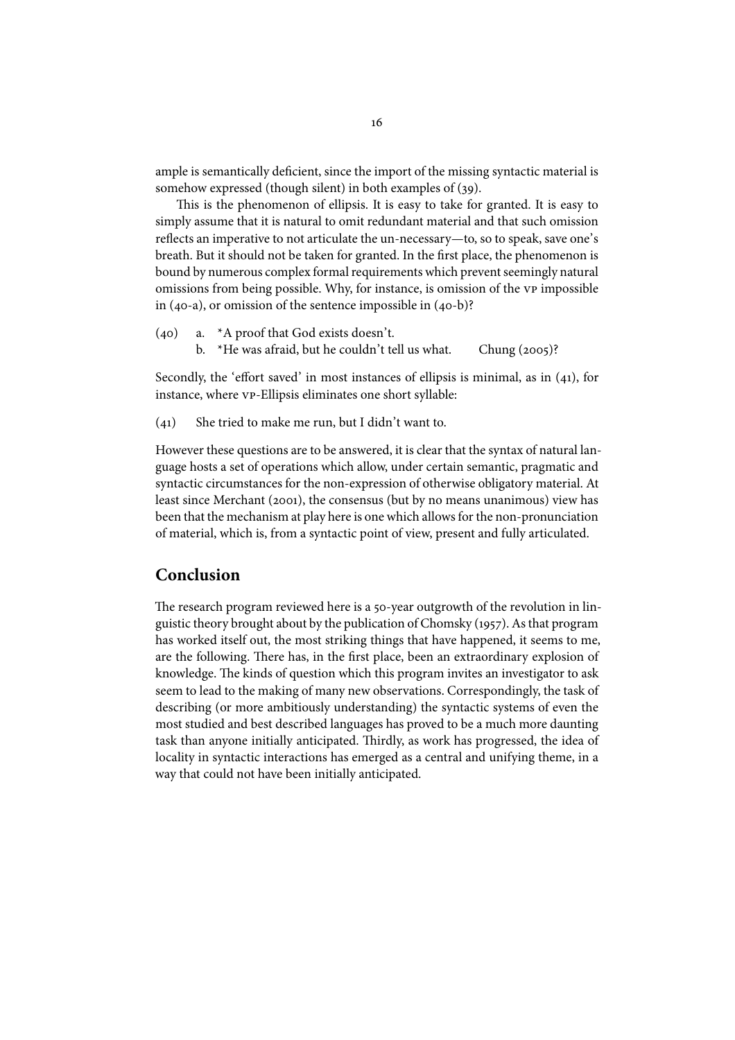ample is semantically deficient, since the import of the missing syntactic material is somehow expressed (though silent) in both examples of (39).

This is the phenomenon of ellipsis. It is easy to take for granted. It is easy to simply assume that it is natural to omit redundant material and that such omission reflects an imperative to not articulate the un-necessary—to, so to speak, save one's breath. But it should not be taken for granted. In the first place, the phenomenon is bound by numerous complex formal requirements which prevent seemingly natural omissions from being possible. Why, for instance, is omission of the VP impossible in (40-a), or omission of the sentence impossible in (40-b)?

(40) a. *A proof that God exists doesn't.
 b. *He was afraid, but he couldn't tell us what. Chung (2005)?

Secondly, the 'effort saved' in most instances of ellipsis is minimal, as in (41), for instance, where VP-Ellipsis eliminates one short syllable:

(41) She tried to make me run, but I didn't want to.

However these questions are to be answered, it is clear that the syntax of natural language hosts a set of operations which allow, under certain semantic, pragmatic and syntactic circumstances for the non-expression of otherwise obligatory material. At least since Merchant (2001), the consensus (but by no means unanimous) view has been that the mechanism at play here is one which allows for the non-pronunciation of material, which is, from a syntactic point of view, present and fully articulated.

## Conclusion

The research program reviewed here is a 50-year outgrowth of the revolution in linguistic theory brought about by the publication of Chomsky (1957). As that program has worked itself out, the most striking things that have happened, it seems to me, are the following. There has, in the first place, been an extraordinary explosion of knowledge. The kinds of question which this program invites an investigator to ask seem to lead to the making of many new observations. Correspondingly, the task of describing (or more ambitiously understanding) the syntactic systems of even the most studied and best described languages has proved to be a much more daunting task than anyone initially anticipated. Thirdly, as work has progressed, the idea of locality in syntactic interactions has emerged as a central and unifying theme, in a way that could not have been initially anticipated.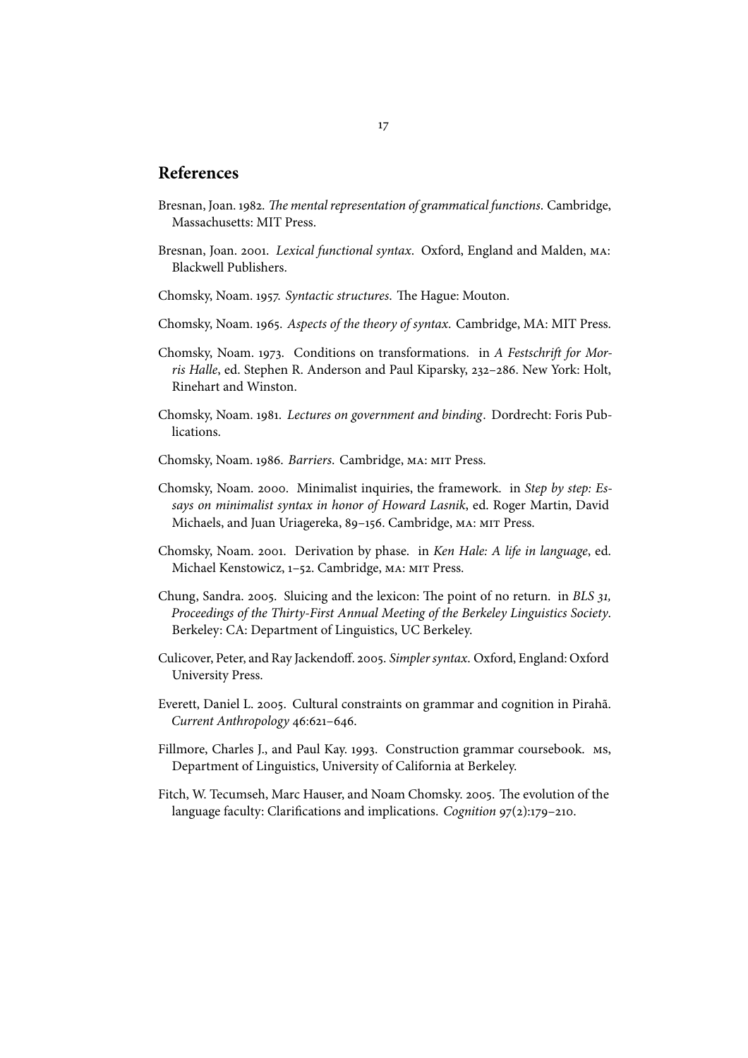## References

Bresnan, Joan. 1982. *The mental representation of grammatical functions*. Cambridge, Massachusetts: MIT Press.

Bresnan, Joan. 2001. *Lexical functional syntax*. Oxford, England and Malden, MA: Blackwell Publishers.

Chomsky, Noam. 1957. *Syntactic structures*. The Hague: Mouton.

Chomsky, Noam. 1965. *Aspects of the theory of syntax*. Cambridge, MA: MIT Press.

Chomsky, Noam. 1973. Conditions on transformations. in *A Festschrift for Morris Halle*, ed. Stephen R. Anderson and Paul Kiparsky, 232–286. New York: Holt, Rinehart and Winston.

Chomsky, Noam. 1981. *Lectures on government and binding*. Dordrecht: Foris Publications.

Chomsky, Noam. 1986. *Barriers*. Cambridge, MA: MIT Press.

Chomsky, Noam. 2000. Minimalist inquiries, the framework. in *Step by step: Essays on minimalist syntax in honor of Howard Lasnik*, ed. Roger Martin, David Michaels, and Juan Uriagereka, 89–156. Cambridge, MA: MIT Press.

Chomsky, Noam. 2001. Derivation by phase. in *Ken Hale: A life in language*, ed. Michael Kenstowicz, 1–52. Cambridge, MA: MIT Press.

Chung, Sandra. 2005. Sluicing and the lexicon: The point of no return. in *BLS 31, Proceedings of the Thirty-First Annual Meeting of the Berkeley Linguistics Society*. Berkeley: CA: Department of Linguistics, UC Berkeley.

Culicover, Peter, and Ray Jackendoff. 2005. *Simpler syntax*. Oxford, England: Oxford University Press.

Everett, Daniel L. 2005. Cultural constraints on grammar and cognition in Pirahã. *Current Anthropology* 46:621–646.

Fillmore, Charles J., and Paul Kay. 1993. Construction grammar coursebook. MS, Department of Linguistics, University of California at Berkeley.

Fitch, W. Tecumseh, Marc Hauser, and Noam Chomsky. 2005. The evolution of the language faculty: Clarifications and implications. *Cognition* 97(2):179–210.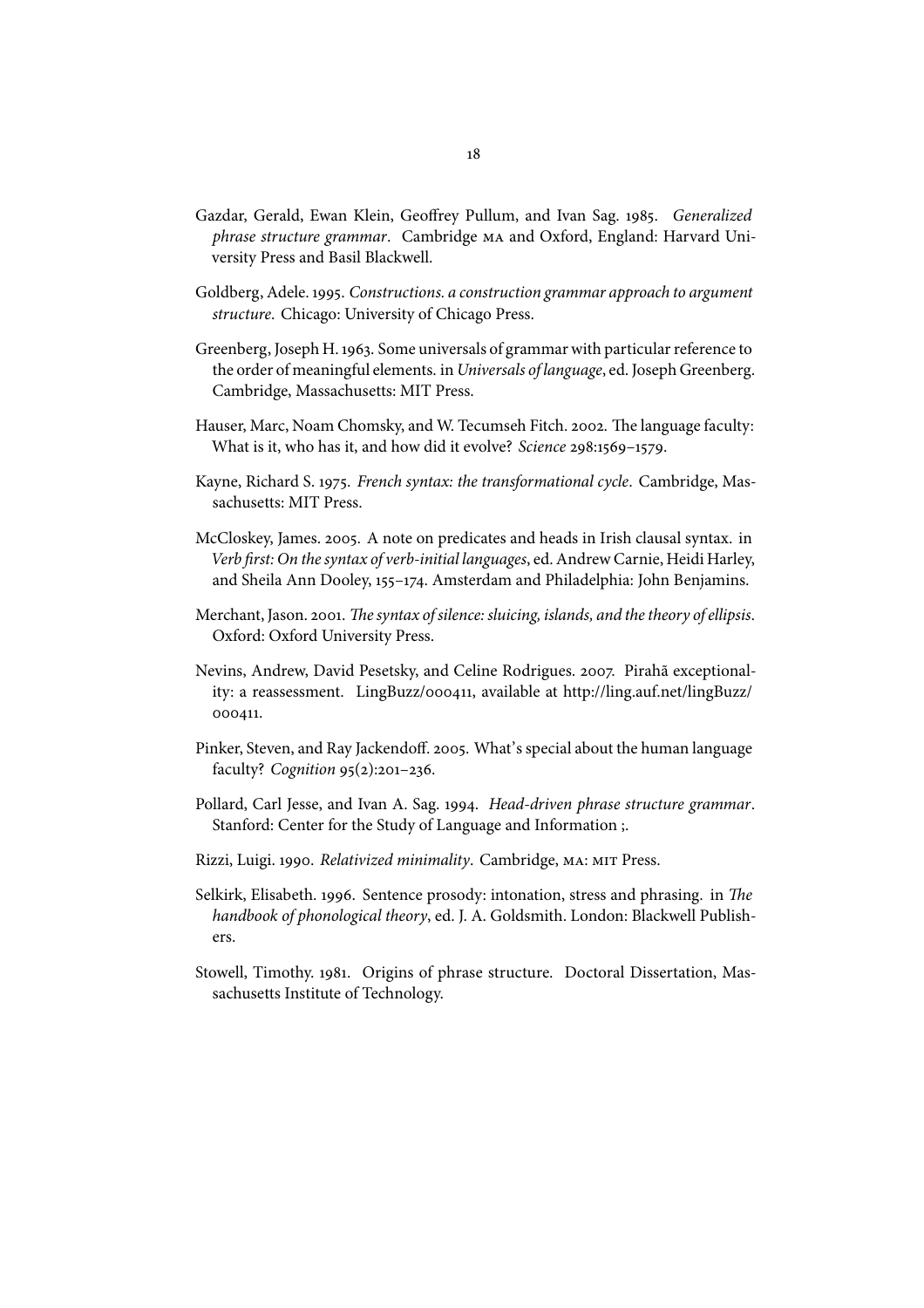Gazdar, Gerald, Ewan Klein, Geoffrey Pullum, and Ivan Sag. 1985. *Generalized phrase structure grammar*. Cambridge MA and Oxford, England: Harvard University Press and Basil Blackwell.

Goldberg, Adele. 1995. *Constructions. a construction grammar approach to argument structure*. Chicago: University of Chicago Press.

Greenberg, Joseph H. 1963. Some universals of grammar with particular reference to the order of meaningful elements. in *Universals of language*, ed. Joseph Greenberg. Cambridge, Massachusetts: MIT Press.

Hauser, Marc, Noam Chomsky, and W. Tecumseh Fitch. 2002. The language faculty: What is it, who has it, and how did it evolve? *Science* 298:1569–1579.

Kayne, Richard S. 1975. *French syntax: the transformational cycle*. Cambridge, Massachusetts: MIT Press.

McCloskey, James. 2005. A note on predicates and heads in Irish clausal syntax. in *Verb first: On the syntax of verb-initial languages*, ed. Andrew Carnie, Heidi Harley, and Sheila Ann Dooley, 155–174. Amsterdam and Philadelphia: John Benjamins.

Merchant, Jason. 2001. *The syntax of silence: sluicing, islands, and the theory of ellipsis*. Oxford: Oxford University Press.

Nevins, Andrew, David Pesetsky, and Celine Rodrigues. 2007. Pirahã exceptionality: a reassessment. LingBuzz/000411, available at http://ling.auf.net/lingBuzz/000411.

Pinker, Steven, and Ray Jackendoff. 2005. What's special about the human language faculty? *Cognition* 95(2):201–236.

Pollard, Carl Jesse, and Ivan A. Sag. 1994. *Head-driven phrase structure grammar*. Stanford: Center for the Study of Language and Information ;.

Rizzi, Luigi. 1990. *Relativized minimality*. Cambridge, MA: MIT Press.

Selkirk, Elisabeth. 1996. Sentence prosody: intonation, stress and phrasing. in *The handbook of phonological theory*, ed. J. A. Goldsmith. London: Blackwell Publishers.

Stowell, Timothy. 1981. Origins of phrase structure. Doctoral Dissertation, Massachusetts Institute of Technology.